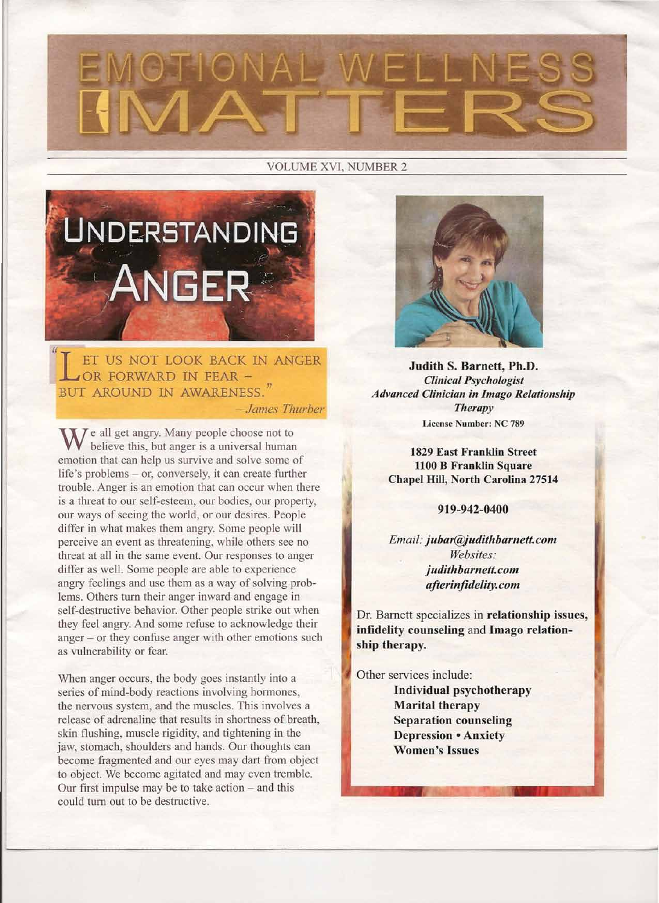# EMOTIONAL WELLNESS MATTERS

VOLUME XVI, NUMBER 2

## UNDERSTANDING ANGER

"LET US NOT LOOK BACK IN ANGER OR FORWARD IN FEAR – BUT AROUND IN AWARENESS."

*– James Thurber*

We all get angry. Many people choose not to believe this, but anger is a universal human emotion that can help us survive and solve some of life's problems – or, conversely, it can create further trouble. Anger is an emotion that can occur when there is a threat to our self-esteem, our bodies, our property, our ways of seeing the world, or our desires. People differ in what makes them angry. Some people will perceive an event as threatening, while others see no threat at all in the same event. Our responses to anger differ as well. Some people are able to experience angry feelings and use them as a way of solving problems. Others turn their anger inward and engage in self-destructive behavior. Other people strike out when they feel angry. And some refuse to acknowledge their anger – or they confuse anger with other emotions such as vulnerability or fear.

When anger occurs, the body goes instantly into a series of mind-body reactions involving hormones, the nervous system, and the muscles. This involves a release of adrenaline that results in shortness of breath, skin flushing, muscle rigidity, and tightening in the jaw, stomach, shoulders and hands. Our thoughts can become fragmented and our eyes may dart from object to object. We become agitated and may even tremble. Our first impulse may be to take action – and this could turn out to be destructive.

**Judith S. Barnett, Ph.D.**
*Clinical Psychologist*
*Advanced Clinician in Imago Relationship Therapy*
**License Number: NC 789**

**1829 East Franklin Street**
**1100 B Franklin Square**
**Chapel Hill, North Carolina 27514**

**919-942-0400**

*Email:* ***jubar@judithbarnett.com***
*Websites:*
***judithbarnett.com***
***afterinfidelity.com***

Dr. Barnett specializes in **relationship issues, infidelity counseling** and **Imago relationship therapy.**

Other services include:

- **Individual psychotherapy**
- **Marital therapy**
- **Separation counseling**
- **Depression • Anxiety**
- **Women's Issues**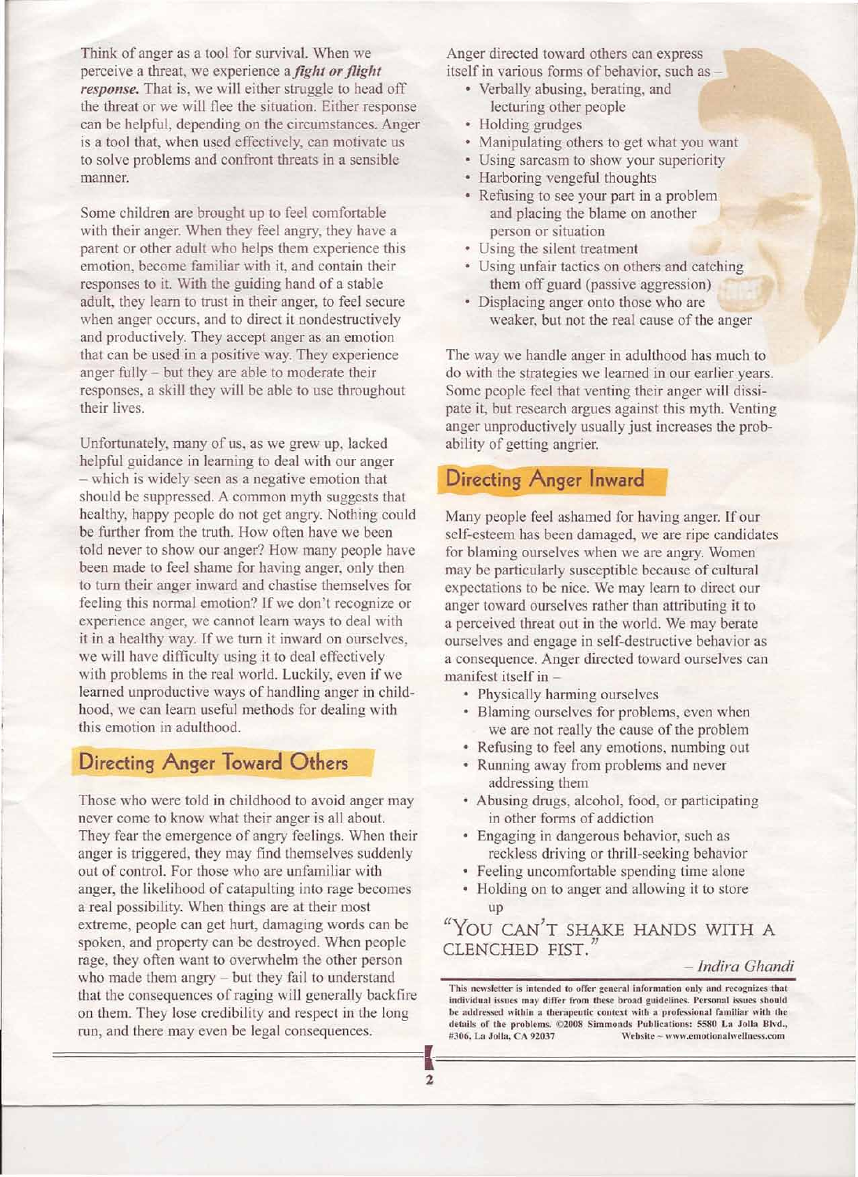Think of anger as a tool for survival. When we perceive a threat, we experience a ***fight or flight response.*** That is, we will either struggle to head off the threat or we will flee the situation. Either response can be helpful, depending on the circumstances. Anger is a tool that, when used effectively, can motivate us to solve problems and confront threats in a sensible manner.

Some children are brought up to feel comfortable with their anger. When they feel angry, they have a parent or other adult who helps them experience this emotion, become familiar with it, and contain their responses to it. With the guiding hand of a stable adult, they learn to trust in their anger, to feel secure when anger occurs, and to direct it nondestructively and productively. They accept anger as an emotion that can be used in a positive way. They experience anger fully – but they are able to moderate their responses, a skill they will be able to use throughout their lives.

Unfortunately, many of us, as we grew up, lacked helpful guidance in learning to deal with our anger – which is widely seen as a negative emotion that should be suppressed. A common myth suggests that healthy, happy people do not get angry. Nothing could be further from the truth. How often have we been told never to show our anger? How many people have been made to feel shame for having anger, only then to turn their anger inward and chastise themselves for feeling this normal emotion? If we don't recognize or experience anger, we cannot learn ways to deal with it in a healthy way. If we turn it inward on ourselves, we will have difficulty using it to deal effectively with problems in the real world. Luckily, even if we learned unproductive ways of handling anger in childhood, we can learn useful methods for dealing with this emotion in adulthood.

## Directing Anger Toward Others

Those who were told in childhood to avoid anger may never come to know what their anger is all about. They fear the emergence of angry feelings. When their anger is triggered, they may find themselves suddenly out of control. For those who are unfamiliar with anger, the likelihood of catapulting into rage becomes a real possibility. When things are at their most extreme, people can get hurt, damaging words can be spoken, and property can be destroyed. When people rage, they often want to overwhelm the other person who made them angry – but they fail to understand that the consequences of raging will generally backfire on them. They lose credibility and respect in the long run, and there may even be legal consequences.

Anger directed toward others can express itself in various forms of behavior, such as –

- Verbally abusing, berating, and lecturing other people
- Holding grudges
- Manipulating others to get what you want
- Using sarcasm to show your superiority
- Harboring vengeful thoughts
- Refusing to see your part in a problem and placing the blame on another person or situation
- Using the silent treatment
- Using unfair tactics on others and catching them off guard (passive aggression)
- Displacing anger onto those who are weaker, but not the real cause of the anger

The way we handle anger in adulthood has much to do with the strategies we learned in our earlier years. Some people feel that venting their anger will dissipate it, but research argues against this myth. Venting anger unproductively usually just increases the probability of getting angrier.

## Directing Anger Inward

Many people feel ashamed for having anger. If our self-esteem has been damaged, we are ripe candidates for blaming ourselves when we are angry. Women may be particularly susceptible because of cultural expectations to be nice. We may learn to direct our anger toward ourselves rather than attributing it to a perceived threat out in the world. We may berate ourselves and engage in self-destructive behavior as a consequence. Anger directed toward ourselves can manifest itself in –

- Physically harming ourselves
- Blaming ourselves for problems, even when we are not really the cause of the problem
- Refusing to feel any emotions, numbing out
- Running away from problems and never addressing them
- Abusing drugs, alcohol, food, or participating in other forms of addiction
- Engaging in dangerous behavior, such as reckless driving or thrill-seeking behavior
- Feeling uncomfortable spending time alone
- Holding on to anger and allowing it to store up

"YOU CAN'T SHAKE HANDS WITH A CLENCHED FIST."

*– Indira Ghandi*

**This newsletter is intended to offer general information only and recognizes that individual issues may differ from these broad guidelines. Personal issues should be addressed within a therapeutic context with a professional familiar with the details of the problems. ©2008 Simmonds Publications: 5580 La Jolla Blvd., #306, La Jolla, CA 92037 Website ~ www.emotionalwellness.com**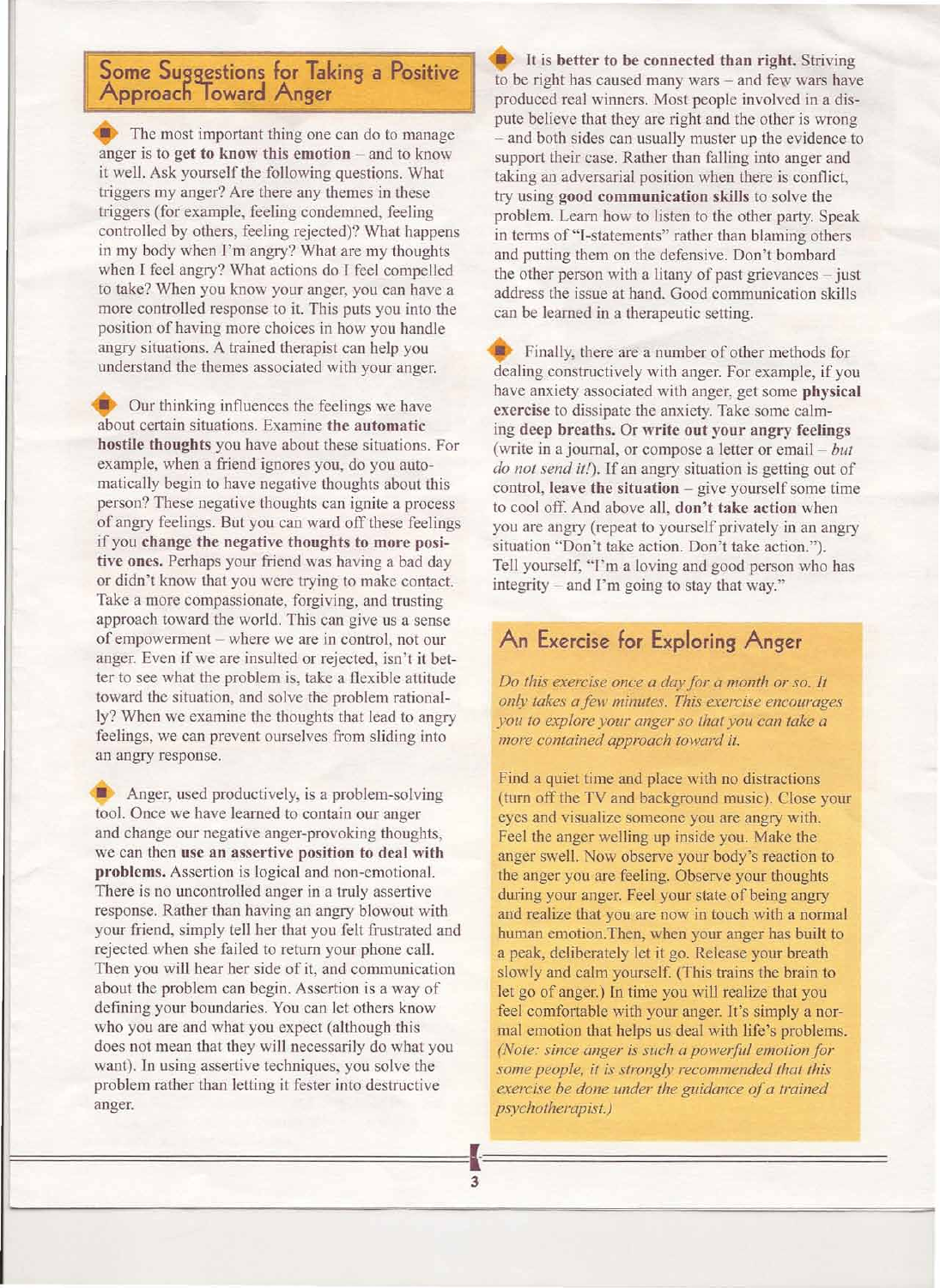## Some Suggestions for Taking a Positive Approach Toward Anger

- The most important thing one can do to manage anger is to **get to know this emotion** – and to know it well. Ask yourself the following questions. What triggers my anger? Are there any themes in these triggers (for example, feeling condemned, feeling controlled by others, feeling rejected)? What happens in my body when I'm angry? What are my thoughts when I feel angry? What actions do I feel compelled to take? When you know your anger, you can have a more controlled response to it. This puts you into the position of having more choices in how you handle angry situations. A trained therapist can help you understand the themes associated with your anger.

- Our thinking influences the feelings we have about certain situations. Examine **the automatic hostile thoughts** you have about these situations. For example, when a friend ignores you, do you automatically begin to have negative thoughts about this person? These negative thoughts can ignite a process of angry feelings. But you can ward off these feelings if you **change the negative thoughts to more positive ones.** Perhaps your friend was having a bad day or didn't know that you were trying to make contact. Take a more compassionate, forgiving, and trusting approach toward the world. This can give us a sense of empowerment – where we are in control, not our anger. Even if we are insulted or rejected, isn't it better to see what the problem is, take a flexible attitude toward the situation, and solve the problem rationally? When we examine the thoughts that lead to angry feelings, we can prevent ourselves from sliding into an angry response.

- Anger, used productively, is a problem-solving tool. Once we have learned to contain our anger and change our negative anger-provoking thoughts, we can then **use an assertive position to deal with problems.** Assertion is logical and non-emotional. There is no uncontrolled anger in a truly assertive response. Rather than having an angry blowout with your friend, simply tell her that you felt frustrated and rejected when she failed to return your phone call. Then you will hear her side of it, and communication about the problem can begin. Assertion is a way of defining your boundaries. You can let others know who you are and what you expect (although this does not mean that they will necessarily do what you want). In using assertive techniques, you solve the problem rather than letting it fester into destructive anger.

- It is **better to be connected than right.** Striving to be right has caused many wars – and few wars have produced real winners. Most people involved in a dispute believe that they are right and the other is wrong – and both sides can usually muster up the evidence to support their case. Rather than falling into anger and taking an adversarial position when there is conflict, try using **good communication skills** to solve the problem. Learn how to listen to the other party. Speak in terms of "I-statements" rather than blaming others and putting them on the defensive. Don't bombard the other person with a litany of past grievances – just address the issue at hand. Good communication skills can be learned in a therapeutic setting.

- Finally, there are a number of other methods for dealing constructively with anger. For example, if you have anxiety associated with anger, get some **physical exercise** to dissipate the anxiety. Take some calming **deep breaths.** Or **write out your angry feelings** (write in a journal, or compose a letter or email – *but do not send it!*). If an angry situation is getting out of control, **leave the situation** – give yourself some time to cool off. And above all, **don't take action** when you are angry (repeat to yourself privately in an angry situation "Don't take action. Don't take action."). Tell yourself, "I'm a loving and good person who has integrity – and I'm going to stay that way."

## An Exercise for Exploring Anger

*Do this exercise once a day for a month or so. It only takes a few minutes. This exercise encourages you to explore your anger so that you can take a more contained approach toward it.*

Find a quiet time and place with no distractions (turn off the TV and background music). Close your eyes and visualize someone you are angry with. Feel the anger welling up inside you. Make the anger swell. Now observe your body's reaction to the anger you are feeling. Observe your thoughts during your anger. Feel your state of being angry and realize that you are now in touch with a normal human emotion.Then, when your anger has built to a peak, deliberately let it go. Release your breath slowly and calm yourself. (This trains the brain to let go of anger.) In time you will realize that you feel comfortable with your anger. It's simply a normal emotion that helps us deal with life's problems. *(Note: since anger is such a powerful emotion for some people, it is strongly recommended that this exercise be done under the guidance of a trained psychotherapist.)*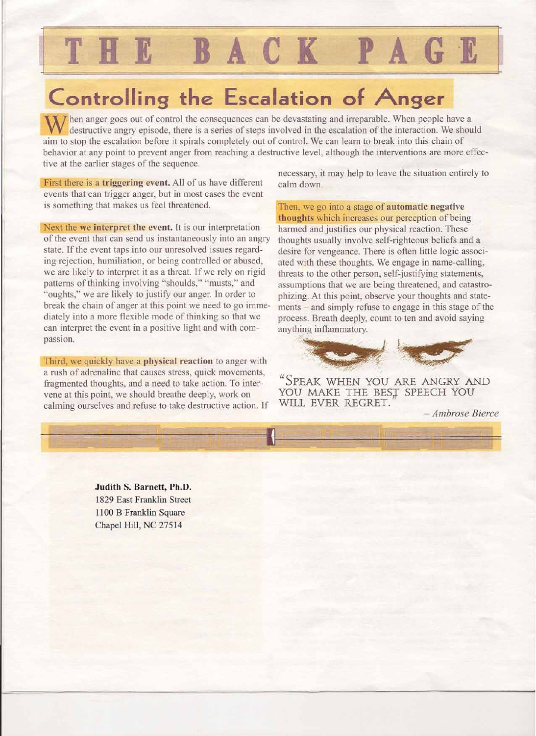# THE BACK PAGE

## Controlling the Escalation of Anger

When anger goes out of control the consequences can be devastating and irreparable. When people have a destructive angry episode, there is a series of steps involved in the escalation of the interaction. We should aim to stop the escalation before it spirals completely out of control. We can learn to break into this chain of behavior at any point to prevent anger from reaching a destructive level, although the interventions are more effective at the earlier stages of the sequence.

First there is a **triggering event.** All of us have different events that can trigger anger, but in most cases the event is something that makes us feel threatened.

Next the **we interpret the event.** It is our interpretation of the event that can send us instantaneously into an angry state. If the event taps into our unresolved issues regarding rejection, humiliation, or being controlled or abused, we are likely to interpret it as a threat. If we rely on rigid patterns of thinking involving "shoulds," "musts," and "oughts," we are likely to justify our anger. In order to break the chain of anger at this point we need to go immediately into a more flexible mode of thinking so that we can interpret the event in a positive light and with compassion.

Third, we quickly have a **physical reaction** to anger with a rush of adrenaline that causes stress, quick movements, fragmented thoughts, and a need to take action. To intervene at this point, we should breathe deeply, work on calming ourselves and refuse to take destructive action. If necessary, it may help to leave the situation entirely to calm down.

Then, we go into a stage of **automatic negative thoughts** which increases our perception of being harmed and justifies our physical reaction. These thoughts usually involve self-righteous beliefs and a desire for vengeance. There is often little logic associated with these thoughts. We engage in name-calling, threats to the other person, self-justifying statements, assumptions that we are being threatened, and catastrophizing. At this point, observe your thoughts and statements – and simply refuse to engage in this stage of the process. Breath deeply, count to ten and avoid saying anything inflammatory.

"SPEAK WHEN YOU ARE ANGRY AND YOU MAKE THE BEST SPEECH YOU WILL EVER REGRET."

*– Ambrose Bierce*

**Judith S. Barnett, Ph.D.**
1829 East Franklin Street
1100 B Franklin Square
Chapel Hill, NC 27514